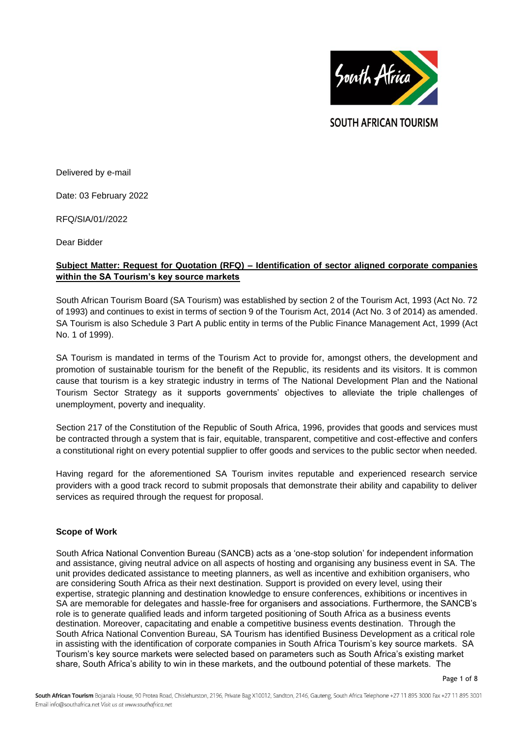SOUTH AFRICAN TOURISM

Delivered by e-mail

Date: 03 February 2022

RFQ/SIA/01//2022

Dear Bidder

**Subject Matter: Request for Quotation (RFQ) – Identification of sector aligned corporate companies within the SA Tourism's key source markets**

South African Tourism Board (SA Tourism) was established by section 2 of the Tourism Act, 1993 (Act No. 72 of 1993) and continues to exist in terms of section 9 of the Tourism Act, 2014 (Act No. 3 of 2014) as amended. SA Tourism is also Schedule 3 Part A public entity in terms of the Public Finance Management Act, 1999 (Act No. 1 of 1999).

SA Tourism is mandated in terms of the Tourism Act to provide for, amongst others, the development and promotion of sustainable tourism for the benefit of the Republic, its residents and its visitors. It is common cause that tourism is a key strategic industry in terms of The National Development Plan and the National Tourism Sector Strategy as it supports governments' objectives to alleviate the triple challenges of unemployment, poverty and inequality.

Section 217 of the Constitution of the Republic of South Africa, 1996, provides that goods and services must be contracted through a system that is fair, equitable, transparent, competitive and cost-effective and confers a constitutional right on every potential supplier to offer goods and services to the public sector when needed.

Having regard for the aforementioned SA Tourism invites reputable and experienced research service providers with a good track record to submit proposals that demonstrate their ability and capability to deliver services as required through the request for proposal.

**Scope of Work**

South Africa National Convention Bureau (SANCB) acts as a 'one-stop solution' for independent information and assistance, giving neutral advice on all aspects of hosting and organising any business event in SA. The unit provides dedicated assistance to meeting planners, as well as incentive and exhibition organisers, who are considering South Africa as their next destination. Support is provided on every level, using their expertise, strategic planning and destination knowledge to ensure conferences, exhibitions or incentives in SA are memorable for delegates and hassle-free for organisers and associations. Furthermore, the SANCB's role is to generate qualified leads and inform targeted positioning of South Africa as a business events destination. Moreover, capacitating and enable a competitive business events destination. Through the South Africa National Convention Bureau, SA Tourism has identified Business Development as a critical role in assisting with the identification of corporate companies in South Africa Tourism's key source markets. SA Tourism's key source markets were selected based on parameters such as South Africa's existing market share, South Africa's ability to win in these markets, and the outbound potential of these markets. The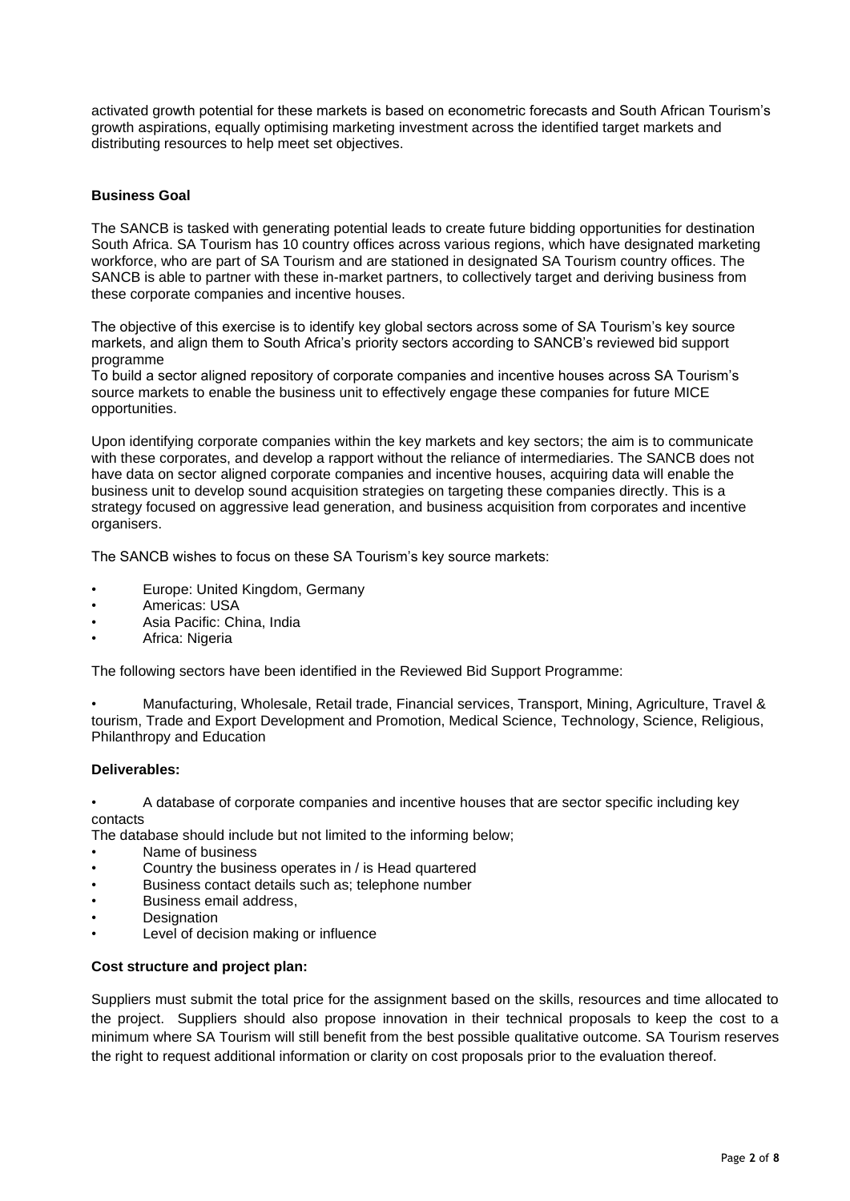activated growth potential for these markets is based on econometric forecasts and South African Tourism's growth aspirations, equally optimising marketing investment across the identified target markets and distributing resources to help meet set objectives.

**Business Goal**

The SANCB is tasked with generating potential leads to create future bidding opportunities for destination South Africa. SA Tourism has 10 country offices across various regions, which have designated marketing workforce, who are part of SA Tourism and are stationed in designated SA Tourism country offices. The SANCB is able to partner with these in-market partners, to collectively target and deriving business from these corporate companies and incentive houses.

The objective of this exercise is to identify key global sectors across some of SA Tourism's key source markets, and align them to South Africa's priority sectors according to SANCB's reviewed bid support programme
To build a sector aligned repository of corporate companies and incentive houses across SA Tourism's source markets to enable the business unit to effectively engage these companies for future MICE opportunities.

Upon identifying corporate companies within the key markets and key sectors; the aim is to communicate with these corporates, and develop a rapport without the reliance of intermediaries. The SANCB does not have data on sector aligned corporate companies and incentive houses, acquiring data will enable the business unit to develop sound acquisition strategies on targeting these companies directly. This is a strategy focused on aggressive lead generation, and business acquisition from corporates and incentive organisers.

The SANCB wishes to focus on these SA Tourism's key source markets:

- Europe: United Kingdom, Germany
- Americas: USA
- Asia Pacific: China, India
- Africa: Nigeria

The following sectors have been identified in the Reviewed Bid Support Programme:

- Manufacturing, Wholesale, Retail trade, Financial services, Transport, Mining, Agriculture, Travel & tourism, Trade and Export Development and Promotion, Medical Science, Technology, Science, Religious, Philanthropy and Education

**Deliverables:**

- A database of corporate companies and incentive houses that are sector specific including key contacts

The database should include but not limited to the informing below;

- Name of business
- Country the business operates in / is Head quartered
- Business contact details such as; telephone number
- Business email address,
- Designation
- Level of decision making or influence

**Cost structure and project plan:**

Suppliers must submit the total price for the assignment based on the skills, resources and time allocated to the project. Suppliers should also propose innovation in their technical proposals to keep the cost to a minimum where SA Tourism will still benefit from the best possible qualitative outcome. SA Tourism reserves the right to request additional information or clarity on cost proposals prior to the evaluation thereof.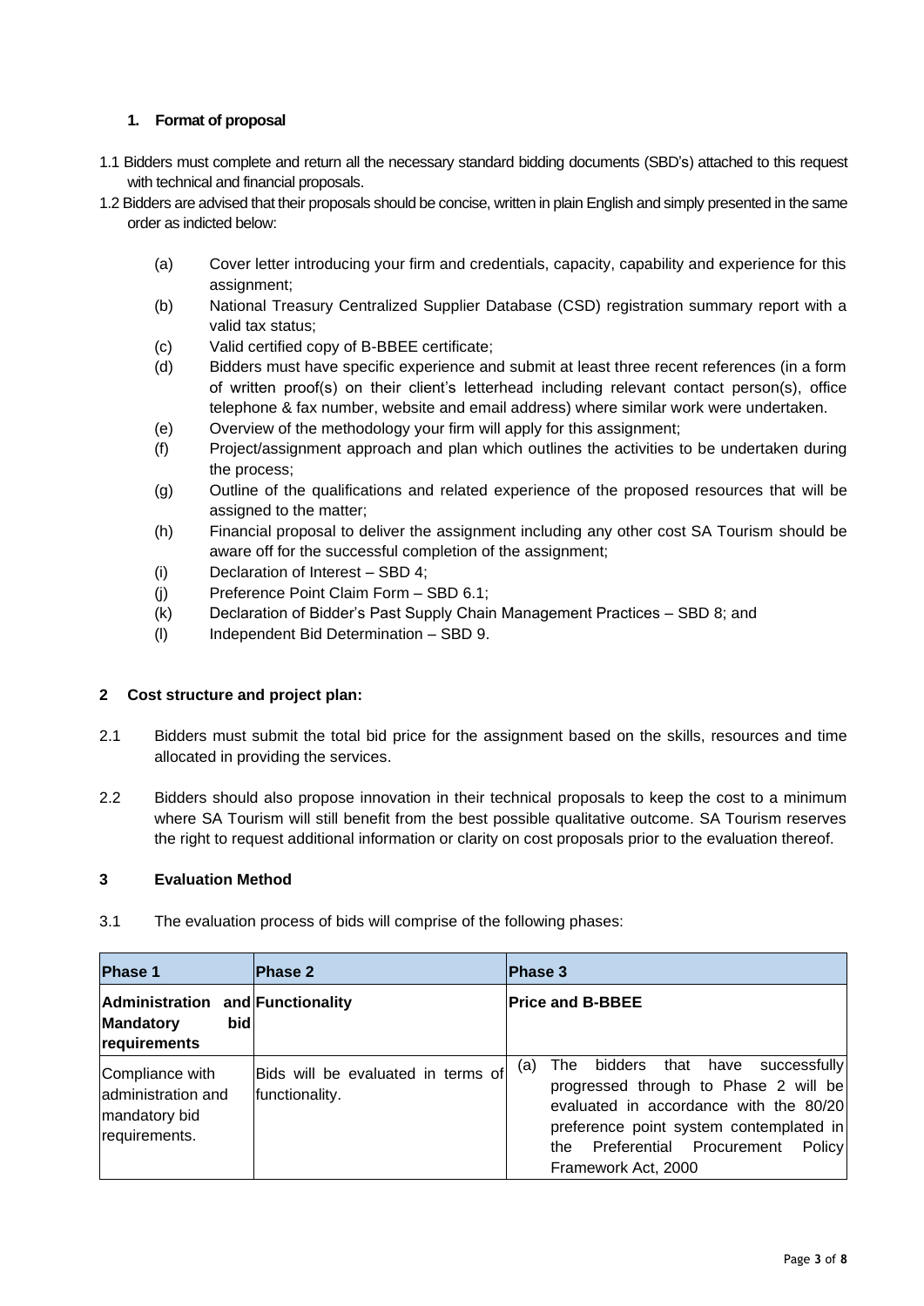## 1. Format of proposal

1.1 Bidders must complete and return all the necessary standard bidding documents (SBD's) attached to this request with technical and financial proposals.

1.2 Bidders are advised that their proposals should be concise, written in plain English and simply presented in the same order as indicted below:

- (a) Cover letter introducing your firm and credentials, capacity, capability and experience for this assignment;
- (b) National Treasury Centralized Supplier Database (CSD) registration summary report with a valid tax status;
- (c) Valid certified copy of B-BBEE certificate;
- (d) Bidders must have specific experience and submit at least three recent references (in a form of written proof(s) on their client's letterhead including relevant contact person(s), office telephone & fax number, website and email address) where similar work were undertaken.
- (e) Overview of the methodology your firm will apply for this assignment;
- (f) Project/assignment approach and plan which outlines the activities to be undertaken during the process;
- (g) Outline of the qualifications and related experience of the proposed resources that will be assigned to the matter;
- (h) Financial proposal to deliver the assignment including any other cost SA Tourism should be aware off for the successful completion of the assignment;
- (i) Declaration of Interest – SBD 4;
- (j) Preference Point Claim Form – SBD 6.1;
- (k) Declaration of Bidder's Past Supply Chain Management Practices – SBD 8; and
- (l) Independent Bid Determination – SBD 9.

## 2 Cost structure and project plan:

2.1 Bidders must submit the total bid price for the assignment based on the skills, resources and time allocated in providing the services.

2.2 Bidders should also propose innovation in their technical proposals to keep the cost to a minimum where SA Tourism will still benefit from the best possible qualitative outcome. SA Tourism reserves the right to request additional information or clarity on cost proposals prior to the evaluation thereof.

## 3 Evaluation Method

3.1 The evaluation process of bids will comprise of the following phases:

| Phase 1 | Phase 2 | Phase 3 |
|---|---|---|
| **Administration and Mandatory bid requirements** | **Functionality** | **Price and B-BBEE** |
| Compliance with administration and mandatory bid requirements. | Bids will be evaluated in terms of functionality. | (a) The bidders that have successfully progressed through to Phase 2 will be evaluated in accordance with the 80/20 preference point system contemplated in the Preferential Procurement Policy Framework Act, 2000 |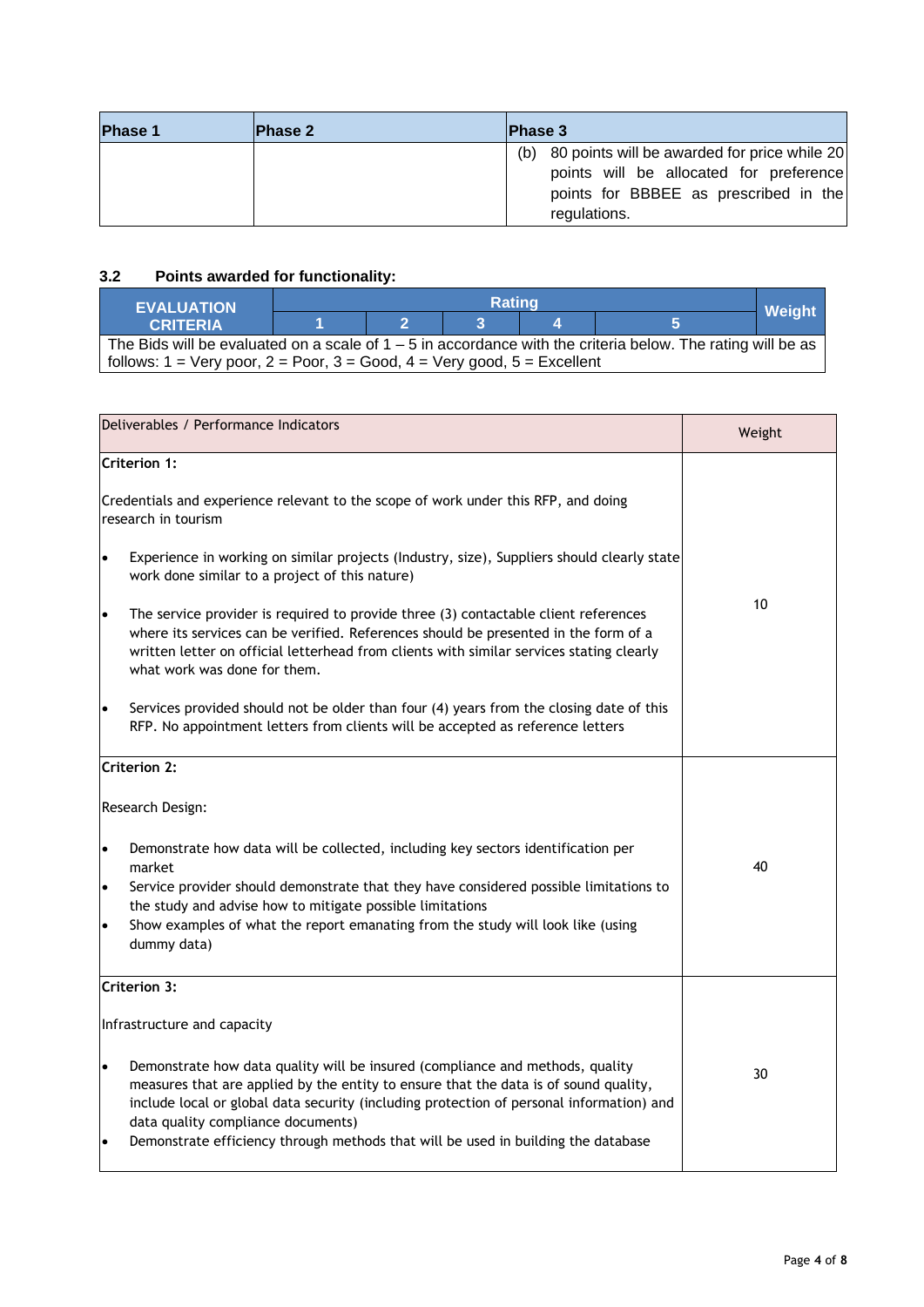| Phase 1 | Phase 2 | Phase 3 |
| --- | --- | --- |
| | | (b) 80 points will be awarded for price while 20 points will be allocated for preference points for BBBEE as prescribed in the regulations. |

### 3.2 Points awarded for functionality:

| EVALUATION CRITERIA | Rating | | | | | Weight |
| --- | --- | --- | --- | --- | --- | --- |
| | 1 | 2 | 3 | 4 | 5 | |
| The Bids will be evaluated on a scale of 1 – 5 in accordance with the criteria below. The rating will be as follows: 1 = Very poor, 2 = Poor, 3 = Good, 4 = Very good, 5 = Excellent | | | | | | |

| Deliverables / Performance Indicators | Weight |
| --- | --- |
| **Criterion 1:**<br><br>Credentials and experience relevant to the scope of work under this RFP, and doing research in tourism<br><br>• Experience in working on similar projects (Industry, size), Suppliers should clearly state work done similar to a project of this nature)<br><br>• The service provider is required to provide three (3) contactable client references where its services can be verified. References should be presented in the form of a written letter on official letterhead from clients with similar services stating clearly what work was done for them.<br><br>• Services provided should not be older than four (4) years from the closing date of this RFP. No appointment letters from clients will be accepted as reference letters | 10 |
| **Criterion 2:**<br><br>Research Design:<br><br>• Demonstrate how data will be collected, including key sectors identification per market<br>• Service provider should demonstrate that they have considered possible limitations to the study and advise how to mitigate possible limitations<br>• Show examples of what the report emanating from the study will look like (using dummy data) | 40 |
| **Criterion 3:**<br><br>Infrastructure and capacity<br><br>• Demonstrate how data quality will be insured (compliance and methods, quality measures that are applied by the entity to ensure that the data is of sound quality, include local or global data security (including protection of personal information) and data quality compliance documents)<br>• Demonstrate efficiency through methods that will be used in building the database | 30 |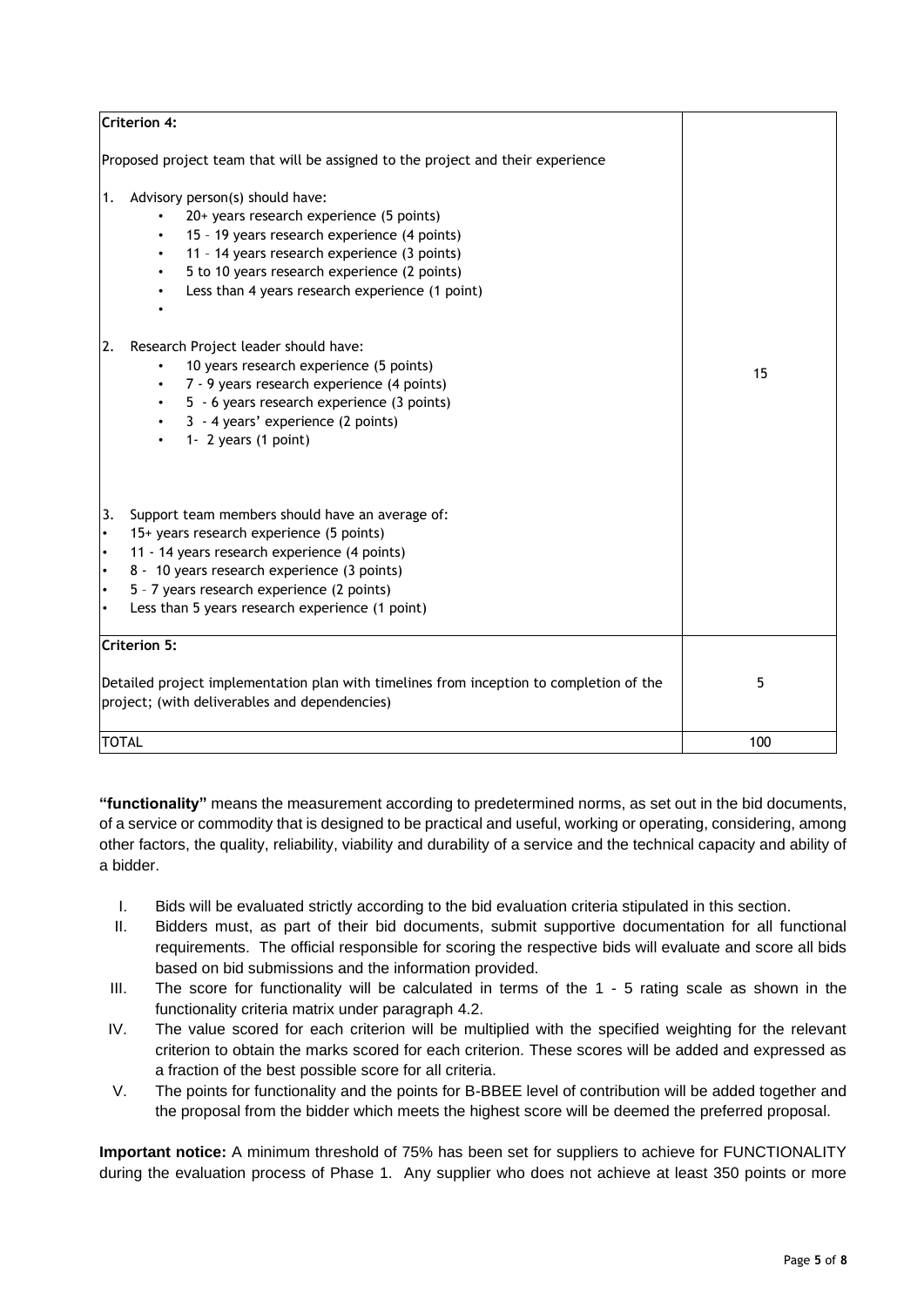| Criterion 4: Proposed project team that will be assigned to the project and their experience<br><br>1. Advisory person(s) should have:<br>• 20+ years research experience (5 points)<br>• 15 – 19 years research experience (4 points)<br>• 11 – 14 years research experience (3 points)<br>• 5 to 10 years research experience (2 points)<br>• Less than 4 years research experience (1 point)<br>•<br><br>2. Research Project leader should have:<br>• 10 years research experience (5 points)<br>• 7 - 9 years research experience (4 points)<br>• 5 - 6 years research experience (3 points)<br>• 3 - 4 years' experience (2 points)<br>• 1- 2 years (1 point)<br><br>3. Support team members should have an average of:<br>• 15+ years research experience (5 points)<br>• 11 - 14 years research experience (4 points)<br>• 8 - 10 years research experience (3 points)<br>• 5 – 7 years research experience (2 points)<br>• Less than 5 years research experience (1 point) | 15 |
|---|---|
| Criterion 5: Detailed project implementation plan with timelines from inception to completion of the project; (with deliverables and dependencies) | 5 |
| TOTAL | 100 |

**"functionality"** means the measurement according to predetermined norms, as set out in the bid documents, of a service or commodity that is designed to be practical and useful, working or operating, considering, among other factors, the quality, reliability, viability and durability of a service and the technical capacity and ability of a bidder.

I. Bids will be evaluated strictly according to the bid evaluation criteria stipulated in this section.
II. Bidders must, as part of their bid documents, submit supportive documentation for all functional requirements. The official responsible for scoring the respective bids will evaluate and score all bids based on bid submissions and the information provided.
III. The score for functionality will be calculated in terms of the 1 - 5 rating scale as shown in the functionality criteria matrix under paragraph 4.2.
IV. The value scored for each criterion will be multiplied with the specified weighting for the relevant criterion to obtain the marks scored for each criterion. These scores will be added and expressed as a fraction of the best possible score for all criteria.
V. The points for functionality and the points for B-BBEE level of contribution will be added together and the proposal from the bidder which meets the highest score will be deemed the preferred proposal.

**Important notice:** A minimum threshold of 75% has been set for suppliers to achieve for FUNCTIONALITY during the evaluation process of Phase 1. Any supplier who does not achieve at least 350 points or more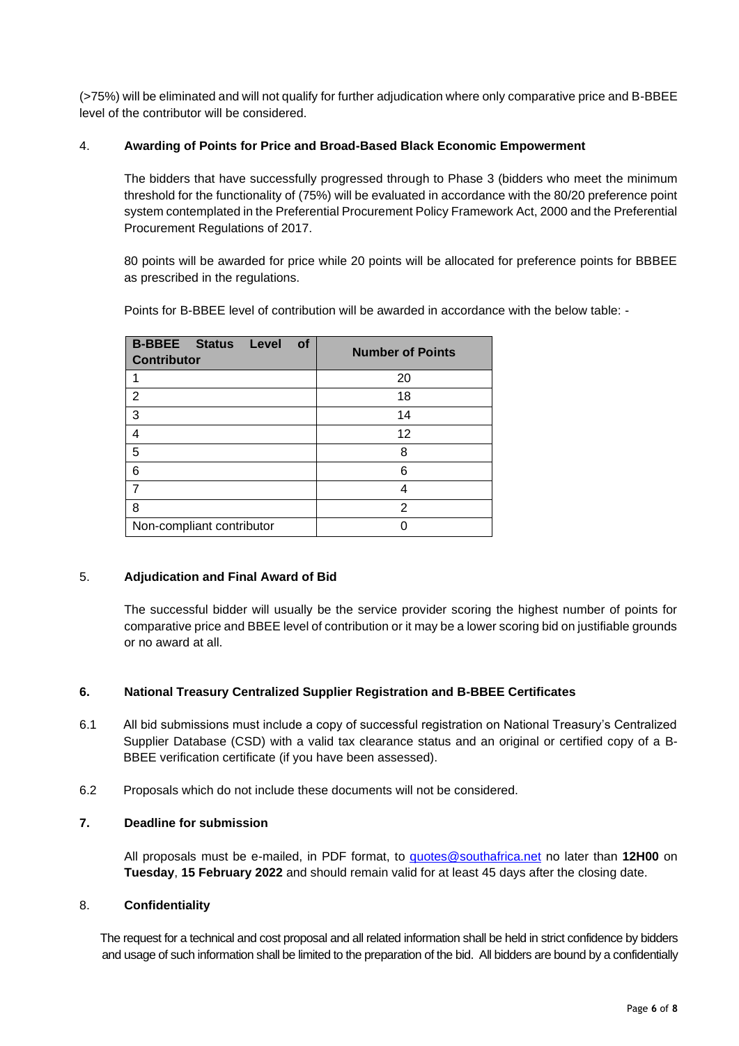(>75%) will be eliminated and will not qualify for further adjudication where only comparative price and B-BBEE level of the contributor will be considered.

4. **Awarding of Points for Price and Broad-Based Black Economic Empowerment**

The bidders that have successfully progressed through to Phase 3 (bidders who meet the minimum threshold for the functionality of (75%) will be evaluated in accordance with the 80/20 preference point system contemplated in the Preferential Procurement Policy Framework Act, 2000 and the Preferential Procurement Regulations of 2017.

80 points will be awarded for price while 20 points will be allocated for preference points for BBBEE as prescribed in the regulations.

Points for B-BBEE level of contribution will be awarded in accordance with the below table: -

| B-BBEE Status Level of Contributor | Number of Points |
|---|---|
| 1 | 20 |
| 2 | 18 |
| 3 | 14 |
| 4 | 12 |
| 5 | 8 |
| 6 | 6 |
| 7 | 4 |
| 8 | 2 |
| Non-compliant contributor | 0 |

5. **Adjudication and Final Award of Bid**

The successful bidder will usually be the service provider scoring the highest number of points for comparative price and BBEE level of contribution or it may be a lower scoring bid on justifiable grounds or no award at all.

**6. National Treasury Centralized Supplier Registration and B-BBEE Certificates**

6.1 All bid submissions must include a copy of successful registration on National Treasury's Centralized Supplier Database (CSD) with a valid tax clearance status and an original or certified copy of a B-BBEE verification certificate (if you have been assessed).

6.2 Proposals which do not include these documents will not be considered.

**7. Deadline for submission**

All proposals must be e-mailed, in PDF format, to quotes@southafrica.net no later than **12H00** on **Tuesday**, **15 February 2022** and should remain valid for at least 45 days after the closing date.

8. **Confidentiality**

The request for a technical and cost proposal and all related information shall be held in strict confidence by bidders and usage of such information shall be limited to the preparation of the bid. All bidders are bound by a confidentially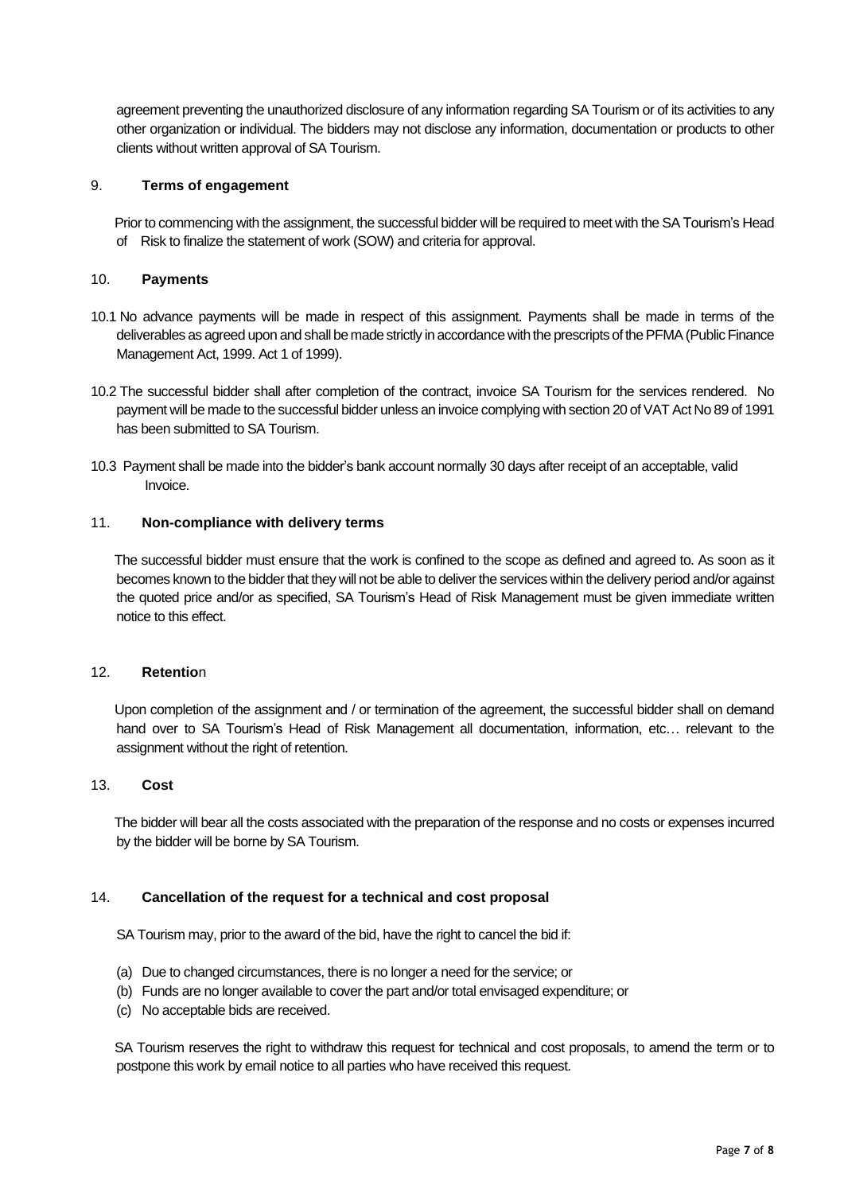agreement preventing the unauthorized disclosure of any information regarding SA Tourism or of its activities to any other organization or individual. The bidders may not disclose any information, documentation or products to other clients without written approval of SA Tourism.

## 9. **Terms of engagement**

Prior to commencing with the assignment, the successful bidder will be required to meet with the SA Tourism's Head of Risk to finalize the statement of work (SOW) and criteria for approval.

## 10. **Payments**

10.1 No advance payments will be made in respect of this assignment. Payments shall be made in terms of the deliverables as agreed upon and shall be made strictly in accordance with the prescripts of the PFMA (Public Finance Management Act, 1999. Act 1 of 1999).

10.2 The successful bidder shall after completion of the contract, invoice SA Tourism for the services rendered. No payment will be made to the successful bidder unless an invoice complying with section 20 of VAT Act No 89 of 1991 has been submitted to SA Tourism.

10.3 Payment shall be made into the bidder's bank account normally 30 days after receipt of an acceptable, valid Invoice.

## 11. **Non-compliance with delivery terms**

The successful bidder must ensure that the work is confined to the scope as defined and agreed to. As soon as it becomes known to the bidder that they will not be able to deliver the services within the delivery period and/or against the quoted price and/or as specified, SA Tourism's Head of Risk Management must be given immediate written notice to this effect.

## 12. **Retentio**n

Upon completion of the assignment and / or termination of the agreement, the successful bidder shall on demand hand over to SA Tourism's Head of Risk Management all documentation, information, etc… relevant to the assignment without the right of retention.

## 13. **Cost**

The bidder will bear all the costs associated with the preparation of the response and no costs or expenses incurred by the bidder will be borne by SA Tourism.

## 14. **Cancellation of the request for a technical and cost proposal**

SA Tourism may, prior to the award of the bid, have the right to cancel the bid if:

(a) Due to changed circumstances, there is no longer a need for the service; or
(b) Funds are no longer available to cover the part and/or total envisaged expenditure; or
(c) No acceptable bids are received.

SA Tourism reserves the right to withdraw this request for technical and cost proposals, to amend the term or to postpone this work by email notice to all parties who have received this request.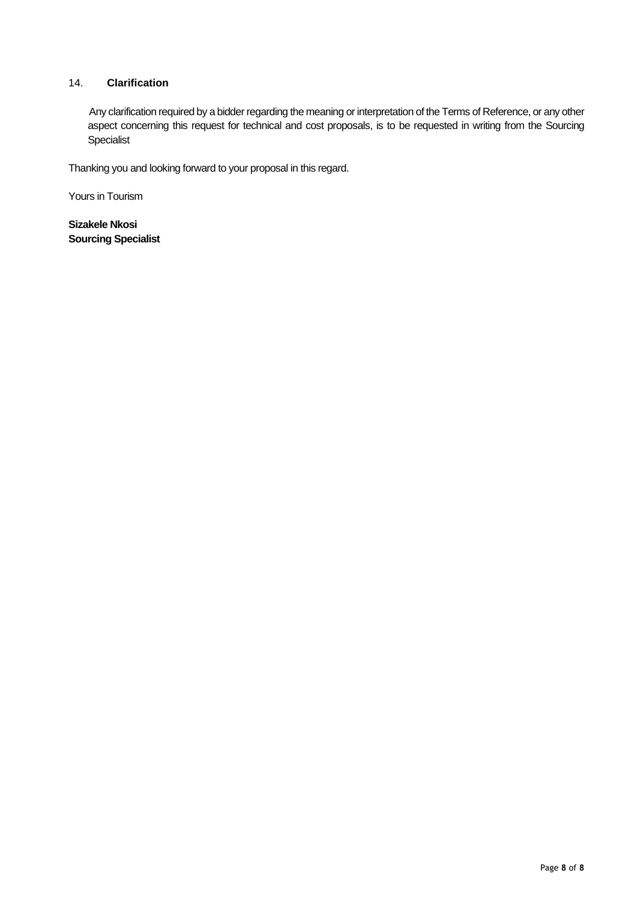## 14. Clarification

Any clarification required by a bidder regarding the meaning or interpretation of the Terms of Reference, or any other aspect concerning this request for technical and cost proposals, is to be requested in writing from the Sourcing Specialist

Thanking you and looking forward to your proposal in this regard.

Yours in Tourism

**Sizakele Nkosi**
**Sourcing Specialist**